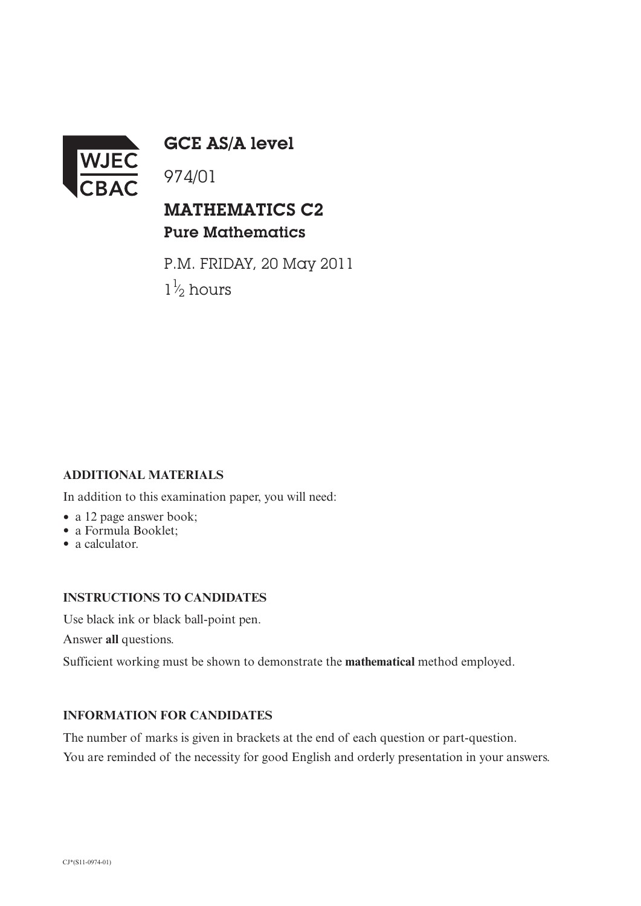WJEC CBAC

# GCE AS/A level

974/01

## MATHEMATICS C2
### Pure Mathematics

P.M. FRIDAY, 20 May 2011

$1\frac{1}{2}$ hours

**ADDITIONAL MATERIALS**

In addition to this examination paper, you will need:

- a 12 page answer book;
- a Formula Booklet;
- a calculator.

**INSTRUCTIONS TO CANDIDATES**

Use black ink or black ball-point pen.

Answer **all** questions.

Sufficient working must be shown to demonstrate the **mathematical** method employed.

**INFORMATION FOR CANDIDATES**

The number of marks is given in brackets at the end of each question or part-question.

You are reminded of the necessity for good English and orderly presentation in your answers.

CJ*(S11-0974-01)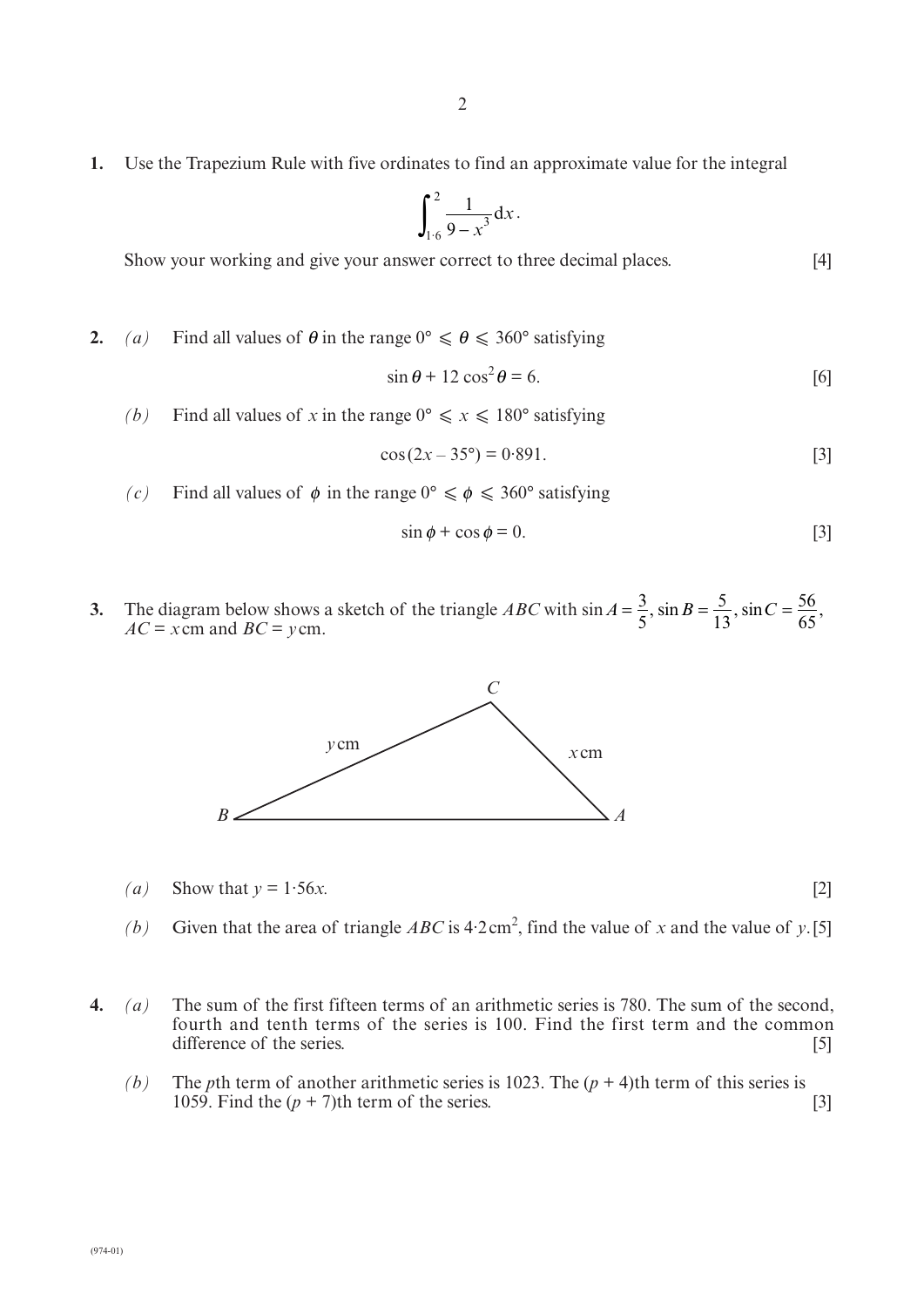**1.** Use the Trapezium Rule with five ordinates to find an approximate value for the integral

$$\int_{1 \cdot 6}^{2} \frac{1}{9 - x^3} \mathrm{d}x.$$

Show your working and give your answer correct to three decimal places. [4]

**2.** *(a)* Find all values of $\theta$ in the range $0° \leqslant \theta \leqslant 360°$ satisfying

$$\sin \theta + 12 \cos^2 \theta = 6.$$ [6]

*(b)* Find all values of $x$ in the range $0° \leqslant x \leqslant 180°$ satisfying

$$\cos(2x - 35°) = 0 \cdot 891.$$ [3]

*(c)* Find all values of $\phi$ in the range $0° \leqslant \phi \leqslant 360°$ satisfying

$$\sin \phi + \cos \phi = 0.$$ [3]

**3.** The diagram below shows a sketch of the triangle $ABC$ with $\sin A = \frac{3}{5}$, $\sin B = \frac{5}{13}$, $\sin C = \frac{56}{65}$, $AC = x$ cm and $BC = y$ cm.

*(a)* Show that $y = 1 \cdot 56x$. [2]

*(b)* Given that the area of triangle $ABC$ is $4 \cdot 2 \text{ cm}^2$, find the value of $x$ and the value of $y$. [5]

**4.** *(a)* The sum of the first fifteen terms of an arithmetic series is 780. The sum of the second, fourth and tenth terms of the series is 100. Find the first term and the common difference of the series. [5]

*(b)* The $p$th term of another arithmetic series is 1023. The $(p + 4)$th term of this series is 1059. Find the $(p + 7)$th term of the series. [3]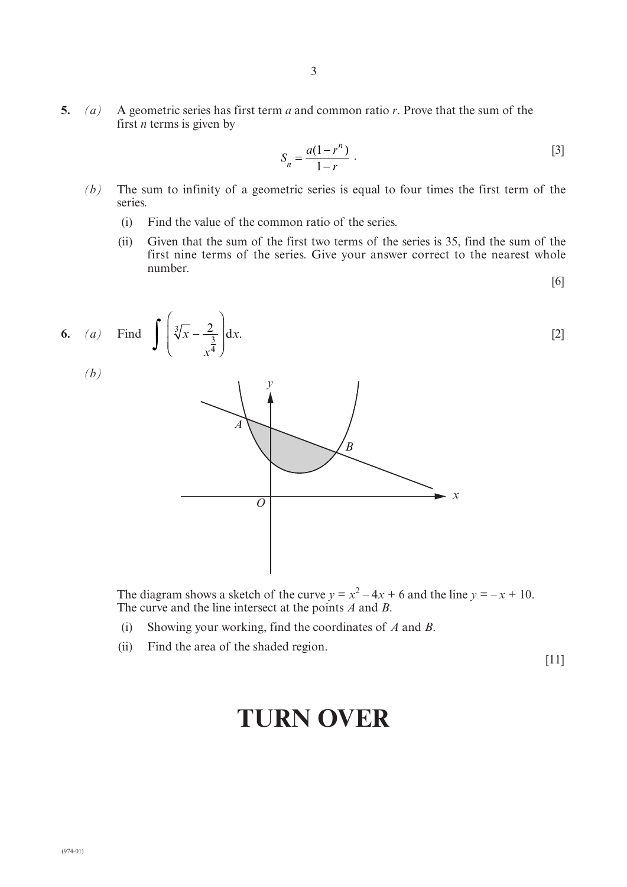**5.** *(a)* A geometric series has first term $a$ and common ratio $r$. Prove that the sum of the first $n$ terms is given by

$$S_n = \frac{a(1-r^n)}{1-r}.$$

[3]

*(b)* The sum to infinity of a geometric series is equal to four times the first term of the series.

(i) Find the value of the common ratio of the series.

(ii) Given that the sum of the first two terms of the series is 35, find the sum of the first nine terms of the series. Give your answer correct to the nearest whole number.

[6]

**6.** *(a)* Find $\displaystyle\int \left( \sqrt[3]{x} - \frac{2}{x^{\frac{3}{4}}} \right) \mathrm{d}x.$ [2]

*(b)*

The diagram shows a sketch of the curve $y = x^2 - 4x + 6$ and the line $y = -x + 10$. The curve and the line intersect at the points $A$ and $B$.

(i) Showing your working, find the coordinates of $A$ and $B$.

(ii) Find the area of the shaded region.

[11]

# TURN OVER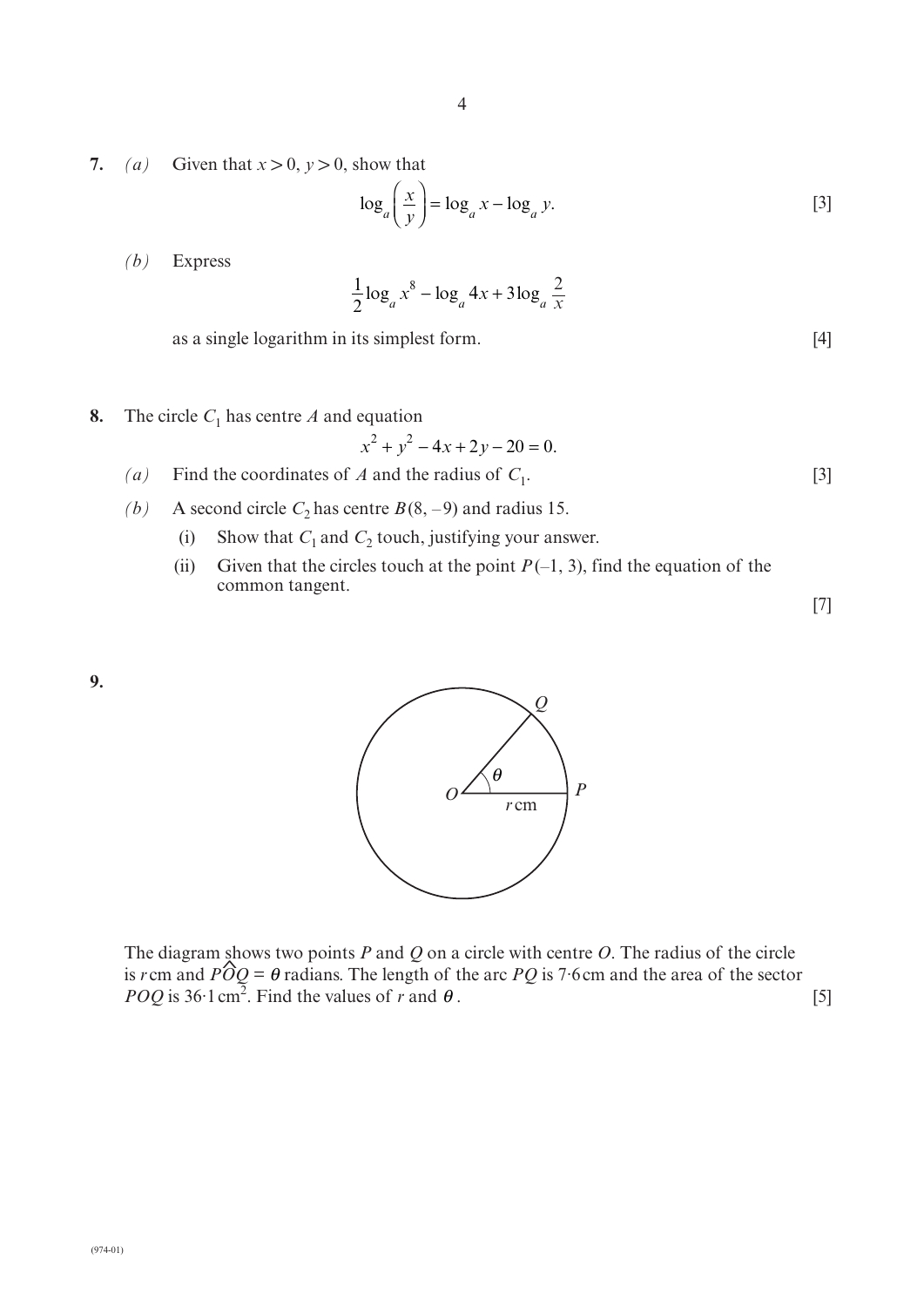**7.** *(a)* Given that $x > 0$, $y > 0$, show that

$$\log_a\left(\frac{x}{y}\right) = \log_a x - \log_a y.$$ [3]

*(b)* Express

$$\frac{1}{2}\log_a x^8 - \log_a 4x + 3\log_a \frac{2}{x}$$

as a single logarithm in its simplest form. [4]

**8.** The circle $C_1$ has centre $A$ and equation

$$x^2 + y^2 - 4x + 2y - 20 = 0.$$

*(a)* Find the coordinates of $A$ and the radius of $C_1$. [3]

*(b)* A second circle $C_2$ has centre $B(8, -9)$ and radius 15.

(i) Show that $C_1$ and $C_2$ touch, justifying your answer.

(ii) Given that the circles touch at the point $P(-1, 3)$, find the equation of the common tangent.

[7]

**9.**

$Q$

$\theta$

$O$

$P$

$r$ cm

The diagram shows two points $P$ and $Q$ on a circle with centre $O$. The radius of the circle is $r$ cm and $P\hat{O}Q = \theta$ radians. The length of the arc $PQ$ is 7·6 cm and the area of the sector $POQ$ is 36·1 cm$^2$. Find the values of $r$ and $\theta$. [5]